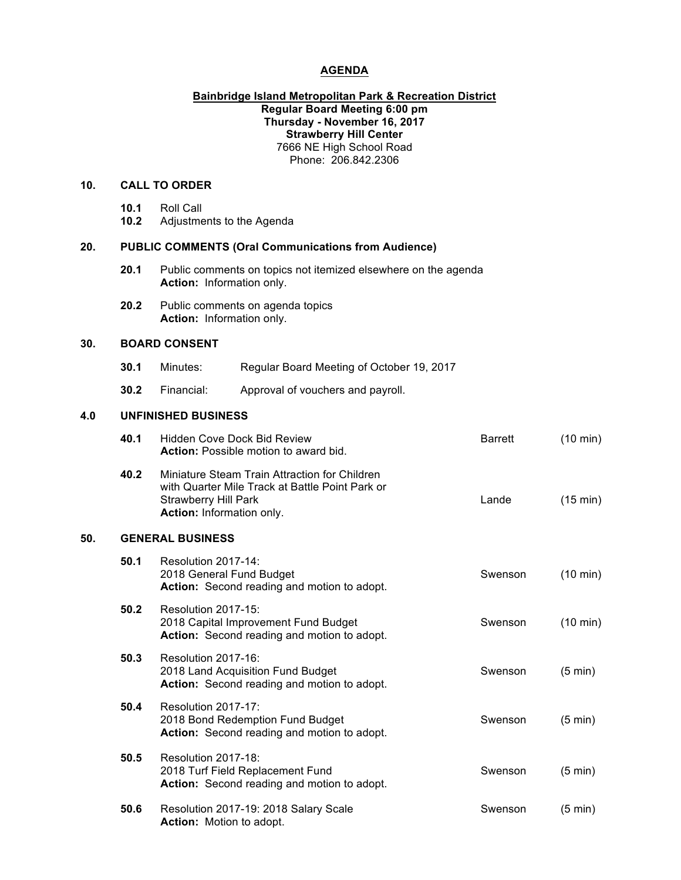# AGENDA

**Bainbridge Island Metropolitan Park & Recreation District**
**Regular Board Meeting 6:00 pm**
**Thursday - November 16, 2017**
**Strawberry Hill Center**
7666 NE High School Road
Phone: 206.842.2306

## 10. CALL TO ORDER

**10.1** Roll Call
**10.2** Adjustments to the Agenda

## 20. PUBLIC COMMENTS (Oral Communications from Audience)

**20.1** Public comments on topics not itemized elsewhere on the agenda
**Action:** Information only.

**20.2** Public comments on agenda topics
**Action:** Information only.

## 30. BOARD CONSENT

**30.1** Minutes: Regular Board Meeting of October 19, 2017

**30.2** Financial: Approval of vouchers and payroll.

## 4.0 UNFINISHED BUSINESS

| | Item | Presenter | Time |
|---|---|---|---|
| **40.1** | Hidden Cove Dock Bid Review<br>**Action:** Possible motion to award bid. | Barrett | (10 min) |
| **40.2** | Miniature Steam Train Attraction for Children with Quarter Mile Track at Battle Point Park or Strawberry Hill Park<br>**Action:** Information only. | Lande | (15 min) |

## 50. GENERAL BUSINESS

| | Item | Presenter | Time |
|---|---|---|---|
| **50.1** | Resolution 2017-14:<br>2018 General Fund Budget<br>**Action:** Second reading and motion to adopt. | Swenson | (10 min) |
| **50.2** | Resolution 2017-15:<br>2018 Capital Improvement Fund Budget<br>**Action:** Second reading and motion to adopt. | Swenson | (10 min) |
| **50.3** | Resolution 2017-16:<br>2018 Land Acquisition Fund Budget<br>**Action:** Second reading and motion to adopt. | Swenson | (5 min) |
| **50.4** | Resolution 2017-17:<br>2018 Bond Redemption Fund Budget<br>**Action:** Second reading and motion to adopt. | Swenson | (5 min) |
| **50.5** | Resolution 2017-18:<br>2018 Turf Field Replacement Fund<br>**Action:** Second reading and motion to adopt. | Swenson | (5 min) |
| **50.6** | Resolution 2017-19: 2018 Salary Scale<br>**Action:** Motion to adopt. | Swenson | (5 min) |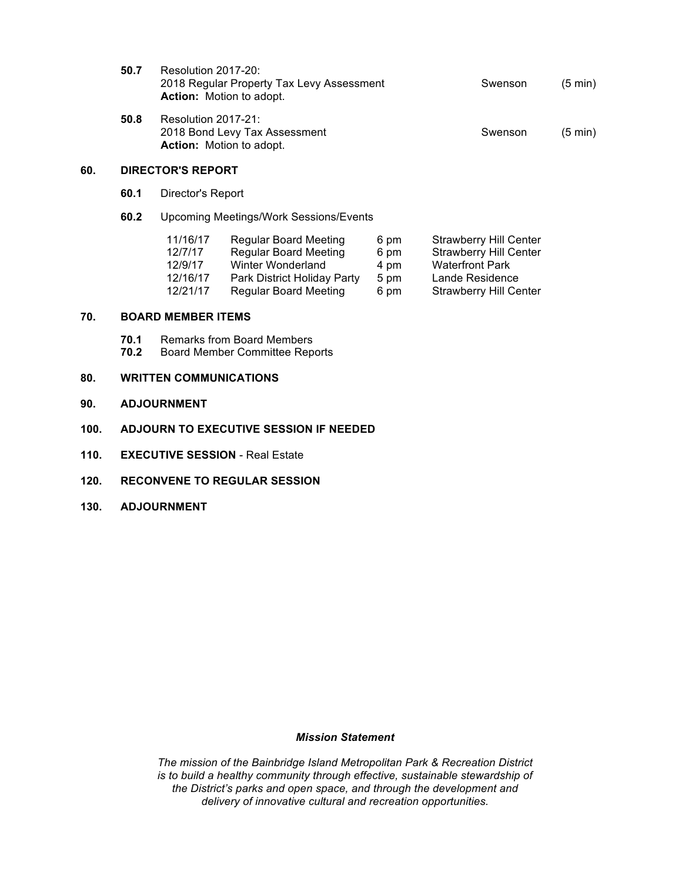**50.7** Resolution 2017-20:
2018 Regular Property Tax Levy Assessment — Swenson (5 min)
**Action:** Motion to adopt.

**50.8** Resolution 2017-21:
2018 Bond Levy Tax Assessment — Swenson (5 min)
**Action:** Motion to adopt.

## 60. DIRECTOR'S REPORT

**60.1** Director's Report

**60.2** Upcoming Meetings/Work Sessions/Events

| | | | |
|---|---|---|---|
| 11/16/17 | Regular Board Meeting | 6 pm | Strawberry Hill Center |
| 12/7/17 | Regular Board Meeting | 6 pm | Strawberry Hill Center |
| 12/9/17 | Winter Wonderland | 4 pm | Waterfront Park |
| 12/16/17 | Park District Holiday Party | 5 pm | Lande Residence |
| 12/21/17 | Regular Board Meeting | 6 pm | Strawberry Hill Center |

## 70. BOARD MEMBER ITEMS

**70.1** Remarks from Board Members
**70.2** Board Member Committee Reports

## 80. WRITTEN COMMUNICATIONS

## 90. ADJOURNMENT

## 100. ADJOURN TO EXECUTIVE SESSION IF NEEDED

## 110. EXECUTIVE SESSION - Real Estate

## 120. RECONVENE TO REGULAR SESSION

## 130. ADJOURNMENT

***Mission Statement***

*The mission of the Bainbridge Island Metropolitan Park & Recreation District is to build a healthy community through effective, sustainable stewardship of the District's parks and open space, and through the development and delivery of innovative cultural and recreation opportunities.*